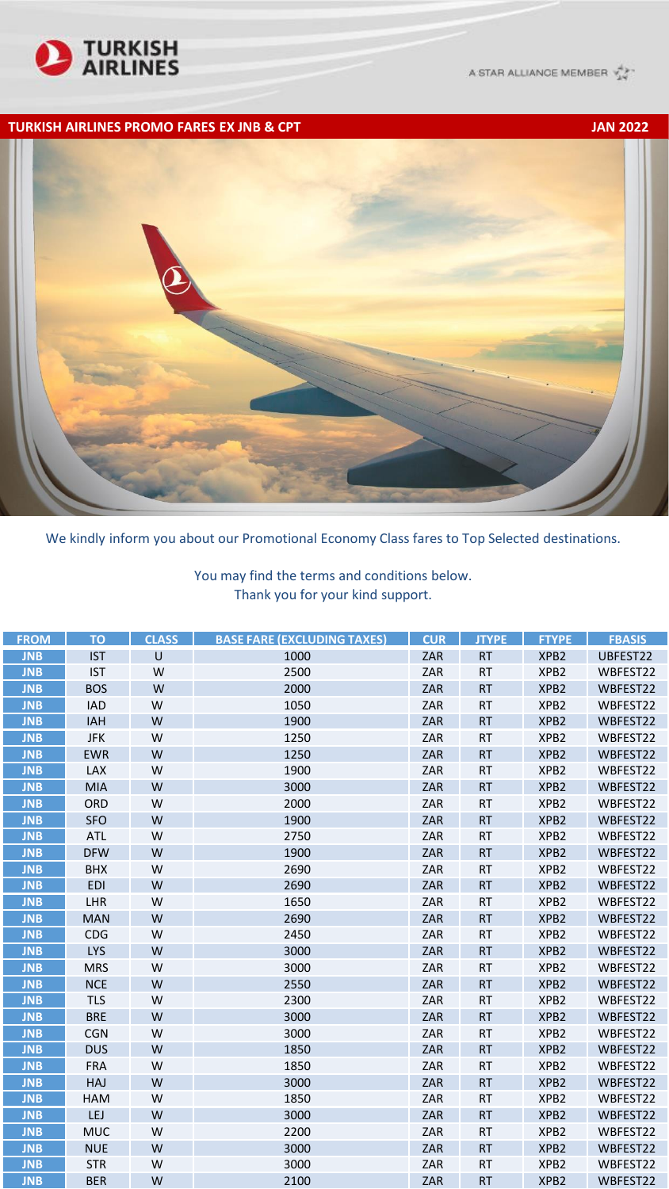# TURKISH AIRLINES

A STAR ALLIANCE MEMBER

## TURKISH AIRLINES PROMO FARES EX JNB & CPT — JAN 2022

We kindly inform you about our Promotional Economy Class fares to Top Selected destinations.

You may find the terms and conditions below.
Thank you for your kind support.

| FROM | TO | CLASS | BASE FARE (EXCLUDING TAXES) | CUR | JTYPE | FTYPE | FBASIS |
|---|---|---|---|---|---|---|---|
| JNB | IST | U | 1000 | ZAR | RT | XPB2 | UBFEST22 |
| JNB | IST | W | 2500 | ZAR | RT | XPB2 | WBFEST22 |
| JNB | BOS | W | 2000 | ZAR | RT | XPB2 | WBFEST22 |
| JNB | IAD | W | 1050 | ZAR | RT | XPB2 | WBFEST22 |
| JNB | IAH | W | 1900 | ZAR | RT | XPB2 | WBFEST22 |
| JNB | JFK | W | 1250 | ZAR | RT | XPB2 | WBFEST22 |
| JNB | EWR | W | 1250 | ZAR | RT | XPB2 | WBFEST22 |
| JNB | LAX | W | 1900 | ZAR | RT | XPB2 | WBFEST22 |
| JNB | MIA | W | 3000 | ZAR | RT | XPB2 | WBFEST22 |
| JNB | ORD | W | 2000 | ZAR | RT | XPB2 | WBFEST22 |
| JNB | SFO | W | 1900 | ZAR | RT | XPB2 | WBFEST22 |
| JNB | ATL | W | 2750 | ZAR | RT | XPB2 | WBFEST22 |
| JNB | DFW | W | 1900 | ZAR | RT | XPB2 | WBFEST22 |
| JNB | BHX | W | 2690 | ZAR | RT | XPB2 | WBFEST22 |
| JNB | EDI | W | 2690 | ZAR | RT | XPB2 | WBFEST22 |
| JNB | LHR | W | 1650 | ZAR | RT | XPB2 | WBFEST22 |
| JNB | MAN | W | 2690 | ZAR | RT | XPB2 | WBFEST22 |
| JNB | CDG | W | 2450 | ZAR | RT | XPB2 | WBFEST22 |
| JNB | LYS | W | 3000 | ZAR | RT | XPB2 | WBFEST22 |
| JNB | MRS | W | 3000 | ZAR | RT | XPB2 | WBFEST22 |
| JNB | NCE | W | 2550 | ZAR | RT | XPB2 | WBFEST22 |
| JNB | TLS | W | 2300 | ZAR | RT | XPB2 | WBFEST22 |
| JNB | BRE | W | 3000 | ZAR | RT | XPB2 | WBFEST22 |
| JNB | CGN | W | 3000 | ZAR | RT | XPB2 | WBFEST22 |
| JNB | DUS | W | 1850 | ZAR | RT | XPB2 | WBFEST22 |
| JNB | FRA | W | 1850 | ZAR | RT | XPB2 | WBFEST22 |
| JNB | HAJ | W | 3000 | ZAR | RT | XPB2 | WBFEST22 |
| JNB | HAM | W | 1850 | ZAR | RT | XPB2 | WBFEST22 |
| JNB | LEJ | W | 3000 | ZAR | RT | XPB2 | WBFEST22 |
| JNB | MUC | W | 2200 | ZAR | RT | XPB2 | WBFEST22 |
| JNB | NUE | W | 3000 | ZAR | RT | XPB2 | WBFEST22 |
| JNB | STR | W | 3000 | ZAR | RT | XPB2 | WBFEST22 |
| JNB | BER | W | 2100 | ZAR | RT | XPB2 | WBFEST22 |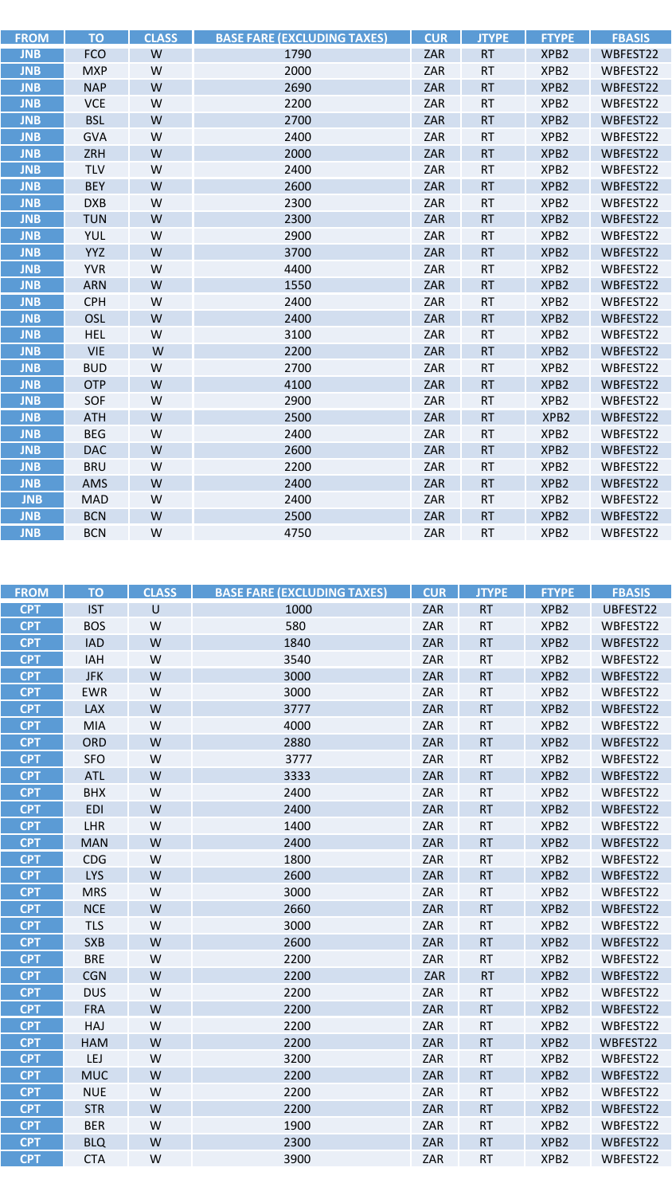| FROM | TO | CLASS | BASE FARE (EXCLUDING TAXES) | CUR | JTYPE | FTYPE | FBASIS |
|---|---|---|---|---|---|---|---|
| JNB | FCO | W | 1790 | ZAR | RT | XPB2 | WBFEST22 |
| JNB | MXP | W | 2000 | ZAR | RT | XPB2 | WBFEST22 |
| JNB | NAP | W | 2690 | ZAR | RT | XPB2 | WBFEST22 |
| JNB | VCE | W | 2200 | ZAR | RT | XPB2 | WBFEST22 |
| JNB | BSL | W | 2700 | ZAR | RT | XPB2 | WBFEST22 |
| JNB | GVA | W | 2400 | ZAR | RT | XPB2 | WBFEST22 |
| JNB | ZRH | W | 2000 | ZAR | RT | XPB2 | WBFEST22 |
| JNB | TLV | W | 2400 | ZAR | RT | XPB2 | WBFEST22 |
| JNB | BEY | W | 2600 | ZAR | RT | XPB2 | WBFEST22 |
| JNB | DXB | W | 2300 | ZAR | RT | XPB2 | WBFEST22 |
| JNB | TUN | W | 2300 | ZAR | RT | XPB2 | WBFEST22 |
| JNB | YUL | W | 2900 | ZAR | RT | XPB2 | WBFEST22 |
| JNB | YYZ | W | 3700 | ZAR | RT | XPB2 | WBFEST22 |
| JNB | YVR | W | 4400 | ZAR | RT | XPB2 | WBFEST22 |
| JNB | ARN | W | 1550 | ZAR | RT | XPB2 | WBFEST22 |
| JNB | CPH | W | 2400 | ZAR | RT | XPB2 | WBFEST22 |
| JNB | OSL | W | 2400 | ZAR | RT | XPB2 | WBFEST22 |
| JNB | HEL | W | 3100 | ZAR | RT | XPB2 | WBFEST22 |
| JNB | VIE | W | 2200 | ZAR | RT | XPB2 | WBFEST22 |
| JNB | BUD | W | 2700 | ZAR | RT | XPB2 | WBFEST22 |
| JNB | OTP | W | 4100 | ZAR | RT | XPB2 | WBFEST22 |
| JNB | SOF | W | 2900 | ZAR | RT | XPB2 | WBFEST22 |
| JNB | ATH | W | 2500 | ZAR | RT | XPB2 | WBFEST22 |
| JNB | BEG | W | 2400 | ZAR | RT | XPB2 | WBFEST22 |
| JNB | DAC | W | 2600 | ZAR | RT | XPB2 | WBFEST22 |
| JNB | BRU | W | 2200 | ZAR | RT | XPB2 | WBFEST22 |
| JNB | AMS | W | 2400 | ZAR | RT | XPB2 | WBFEST22 |
| JNB | MAD | W | 2400 | ZAR | RT | XPB2 | WBFEST22 |
| JNB | BCN | W | 2500 | ZAR | RT | XPB2 | WBFEST22 |
| JNB | BCN | W | 4750 | ZAR | RT | XPB2 | WBFEST22 |

| FROM | TO | CLASS | BASE FARE (EXCLUDING TAXES) | CUR | JTYPE | FTYPE | FBASIS |
|---|---|---|---|---|---|---|---|
| CPT | IST | U | 1000 | ZAR | RT | XPB2 | UBFEST22 |
| CPT | BOS | W | 580 | ZAR | RT | XPB2 | WBFEST22 |
| CPT | IAD | W | 1840 | ZAR | RT | XPB2 | WBFEST22 |
| CPT | IAH | W | 3540 | ZAR | RT | XPB2 | WBFEST22 |
| CPT | JFK | W | 3000 | ZAR | RT | XPB2 | WBFEST22 |
| CPT | EWR | W | 3000 | ZAR | RT | XPB2 | WBFEST22 |
| CPT | LAX | W | 3777 | ZAR | RT | XPB2 | WBFEST22 |
| CPT | MIA | W | 4000 | ZAR | RT | XPB2 | WBFEST22 |
| CPT | ORD | W | 2880 | ZAR | RT | XPB2 | WBFEST22 |
| CPT | SFO | W | 3777 | ZAR | RT | XPB2 | WBFEST22 |
| CPT | ATL | W | 3333 | ZAR | RT | XPB2 | WBFEST22 |
| CPT | BHX | W | 2400 | ZAR | RT | XPB2 | WBFEST22 |
| CPT | EDI | W | 2400 | ZAR | RT | XPB2 | WBFEST22 |
| CPT | LHR | W | 1400 | ZAR | RT | XPB2 | WBFEST22 |
| CPT | MAN | W | 2400 | ZAR | RT | XPB2 | WBFEST22 |
| CPT | CDG | W | 1800 | ZAR | RT | XPB2 | WBFEST22 |
| CPT | LYS | W | 2600 | ZAR | RT | XPB2 | WBFEST22 |
| CPT | MRS | W | 3000 | ZAR | RT | XPB2 | WBFEST22 |
| CPT | NCE | W | 2660 | ZAR | RT | XPB2 | WBFEST22 |
| CPT | TLS | W | 3000 | ZAR | RT | XPB2 | WBFEST22 |
| CPT | SXB | W | 2600 | ZAR | RT | XPB2 | WBFEST22 |
| CPT | BRE | W | 2200 | ZAR | RT | XPB2 | WBFEST22 |
| CPT | CGN | W | 2200 | ZAR | RT | XPB2 | WBFEST22 |
| CPT | DUS | W | 2200 | ZAR | RT | XPB2 | WBFEST22 |
| CPT | FRA | W | 2200 | ZAR | RT | XPB2 | WBFEST22 |
| CPT | HAJ | W | 2200 | ZAR | RT | XPB2 | WBFEST22 |
| CPT | HAM | W | 2200 | ZAR | RT | XPB2 | WBFEST22 |
| CPT | LEJ | W | 3200 | ZAR | RT | XPB2 | WBFEST22 |
| CPT | MUC | W | 2200 | ZAR | RT | XPB2 | WBFEST22 |
| CPT | NUE | W | 2200 | ZAR | RT | XPB2 | WBFEST22 |
| CPT | STR | W | 2200 | ZAR | RT | XPB2 | WBFEST22 |
| CPT | BER | W | 1900 | ZAR | RT | XPB2 | WBFEST22 |
| CPT | BLQ | W | 2300 | ZAR | RT | XPB2 | WBFEST22 |
| CPT | CTA | W | 3900 | ZAR | RT | XPB2 | WBFEST22 |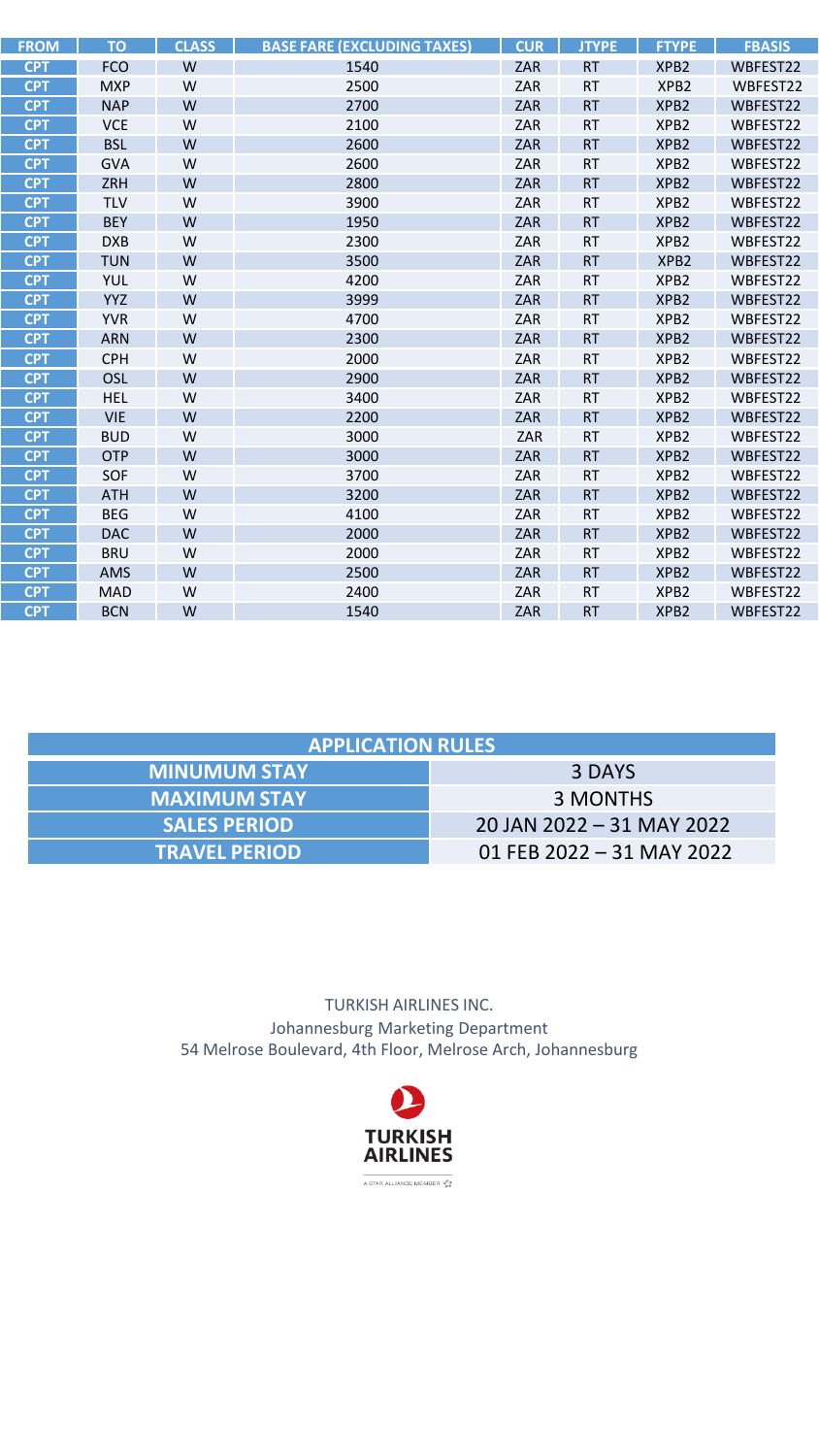| FROM | TO | CLASS | BASE FARE (EXCLUDING TAXES) | CUR | JTYPE | FTYPE | FBASIS |
|---|---|---|---|---|---|---|---|
| CPT | FCO | W | 1540 | ZAR | RT | XPB2 | WBFEST22 |
| CPT | MXP | W | 2500 | ZAR | RT | XPB2 | WBFEST22 |
| CPT | NAP | W | 2700 | ZAR | RT | XPB2 | WBFEST22 |
| CPT | VCE | W | 2100 | ZAR | RT | XPB2 | WBFEST22 |
| CPT | BSL | W | 2600 | ZAR | RT | XPB2 | WBFEST22 |
| CPT | GVA | W | 2600 | ZAR | RT | XPB2 | WBFEST22 |
| CPT | ZRH | W | 2800 | ZAR | RT | XPB2 | WBFEST22 |
| CPT | TLV | W | 3900 | ZAR | RT | XPB2 | WBFEST22 |
| CPT | BEY | W | 1950 | ZAR | RT | XPB2 | WBFEST22 |
| CPT | DXB | W | 2300 | ZAR | RT | XPB2 | WBFEST22 |
| CPT | TUN | W | 3500 | ZAR | RT | XPB2 | WBFEST22 |
| CPT | YUL | W | 4200 | ZAR | RT | XPB2 | WBFEST22 |
| CPT | YYZ | W | 3999 | ZAR | RT | XPB2 | WBFEST22 |
| CPT | YVR | W | 4700 | ZAR | RT | XPB2 | WBFEST22 |
| CPT | ARN | W | 2300 | ZAR | RT | XPB2 | WBFEST22 |
| CPT | CPH | W | 2000 | ZAR | RT | XPB2 | WBFEST22 |
| CPT | OSL | W | 2900 | ZAR | RT | XPB2 | WBFEST22 |
| CPT | HEL | W | 3400 | ZAR | RT | XPB2 | WBFEST22 |
| CPT | VIE | W | 2200 | ZAR | RT | XPB2 | WBFEST22 |
| CPT | BUD | W | 3000 | ZAR | RT | XPB2 | WBFEST22 |
| CPT | OTP | W | 3000 | ZAR | RT | XPB2 | WBFEST22 |
| CPT | SOF | W | 3700 | ZAR | RT | XPB2 | WBFEST22 |
| CPT | ATH | W | 3200 | ZAR | RT | XPB2 | WBFEST22 |
| CPT | BEG | W | 4100 | ZAR | RT | XPB2 | WBFEST22 |
| CPT | DAC | W | 2000 | ZAR | RT | XPB2 | WBFEST22 |
| CPT | BRU | W | 2000 | ZAR | RT | XPB2 | WBFEST22 |
| CPT | AMS | W | 2500 | ZAR | RT | XPB2 | WBFEST22 |
| CPT | MAD | W | 2400 | ZAR | RT | XPB2 | WBFEST22 |
| CPT | BCN | W | 1540 | ZAR | RT | XPB2 | WBFEST22 |

| APPLICATION RULES | |
|---|---|
| MINUMUM STAY | 3 DAYS |
| MAXIMUM STAY | 3 MONTHS |
| SALES PERIOD | 20 JAN 2022 – 31 MAY 2022 |
| TRAVEL PERIOD | 01 FEB 2022 – 31 MAY 2022 |

TURKISH AIRLINES INC.
Johannesburg Marketing Department
54 Melrose Boulevard, 4th Floor, Melrose Arch, Johannesburg

TURKISH AIRLINES

A STAR ALLIANCE MEMBER